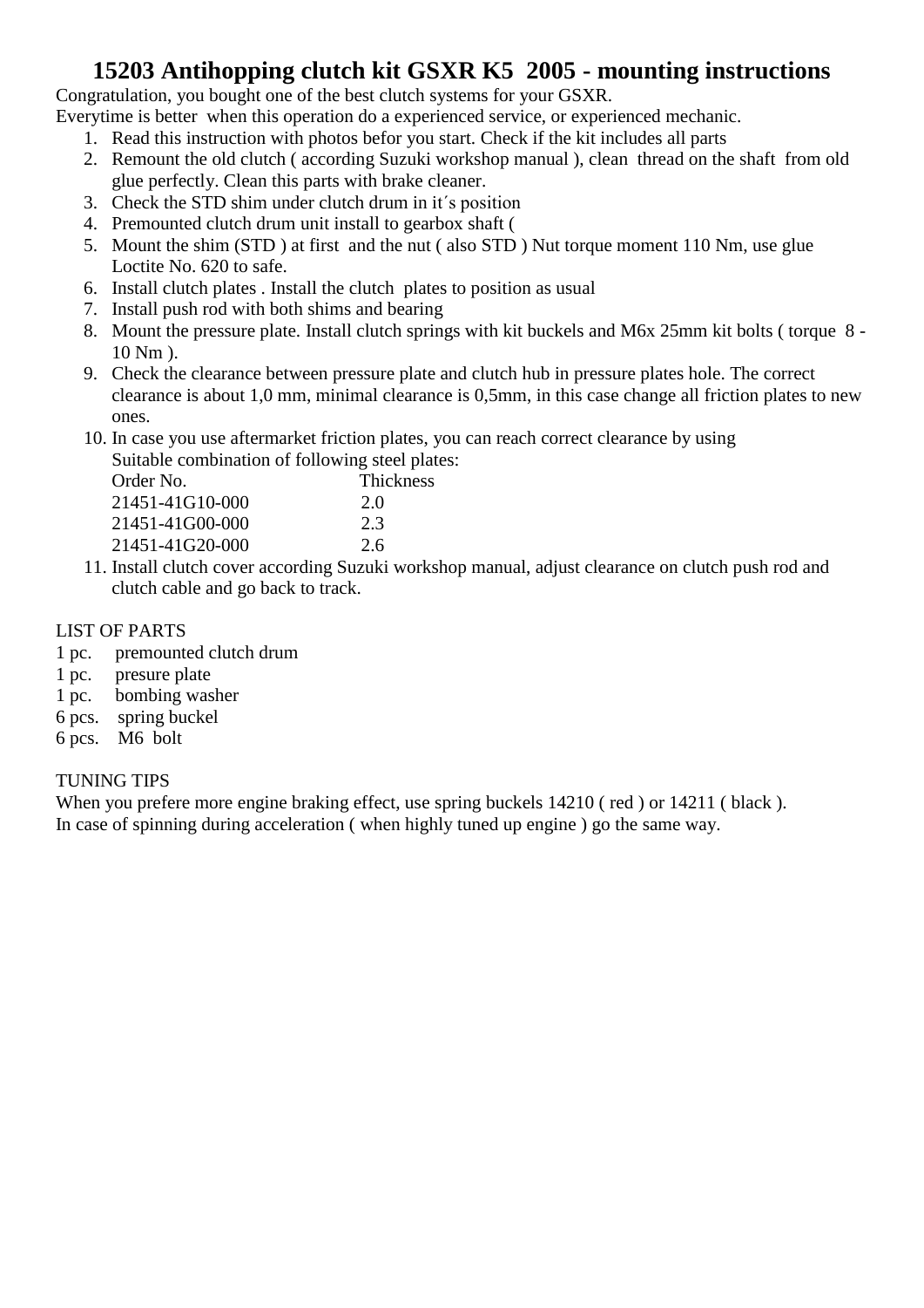# 15203 Antihopping clutch kit GSXR K5 2005 - mounting instructions

Congratulation, you bought one of the best clutch systems for your GSXR.
Everytime is better when this operation do a experienced service, or experienced mechanic.

1. Read this instruction with photos befor you start. Check if the kit includes all parts
2. Remount the old clutch ( according Suzuki workshop manual ), clean thread on the shaft from old glue perfectly. Clean this parts with brake cleaner.
3. Check the STD shim under clutch drum in it´s position
4. Premounted clutch drum unit install to gearbox shaft (
5. Mount the shim (STD ) at first and the nut ( also STD ) Nut torque moment 110 Nm, use glue Loctite No. 620 to safe.
6. Install clutch plates . Install the clutch plates to position as usual
7. Install push rod with both shims and bearing
8. Mount the pressure plate. Install clutch springs with kit buckels and M6x 25mm kit bolts ( torque 8 - 10 Nm ).
9. Check the clearance between pressure plate and clutch hub in pressure plates hole. The correct clearance is about 1,0 mm, minimal clearance is 0,5mm, in this case change all friction plates to new ones.
10. In case you use aftermarket friction plates, you can reach correct clearance by using Suitable combination of following steel plates:

    | Order No. | Thickness |
    |---|---|
    | 21451-41G10-000 | 2.0 |
    | 21451-41G00-000 | 2.3 |
    | 21451-41G20-000 | 2.6 |

11. Install clutch cover according Suzuki workshop manual, adjust clearance on clutch push rod and clutch cable and go back to track.

LIST OF PARTS

1 pc. premounted clutch drum
1 pc. presure plate
1 pc. bombing washer
6 pcs. spring buckel
6 pcs. M6 bolt

TUNING TIPS

When you prefere more engine braking effect, use spring buckels 14210 ( red ) or 14211 ( black ).
In case of spinning during acceleration ( when highly tuned up engine ) go the same way.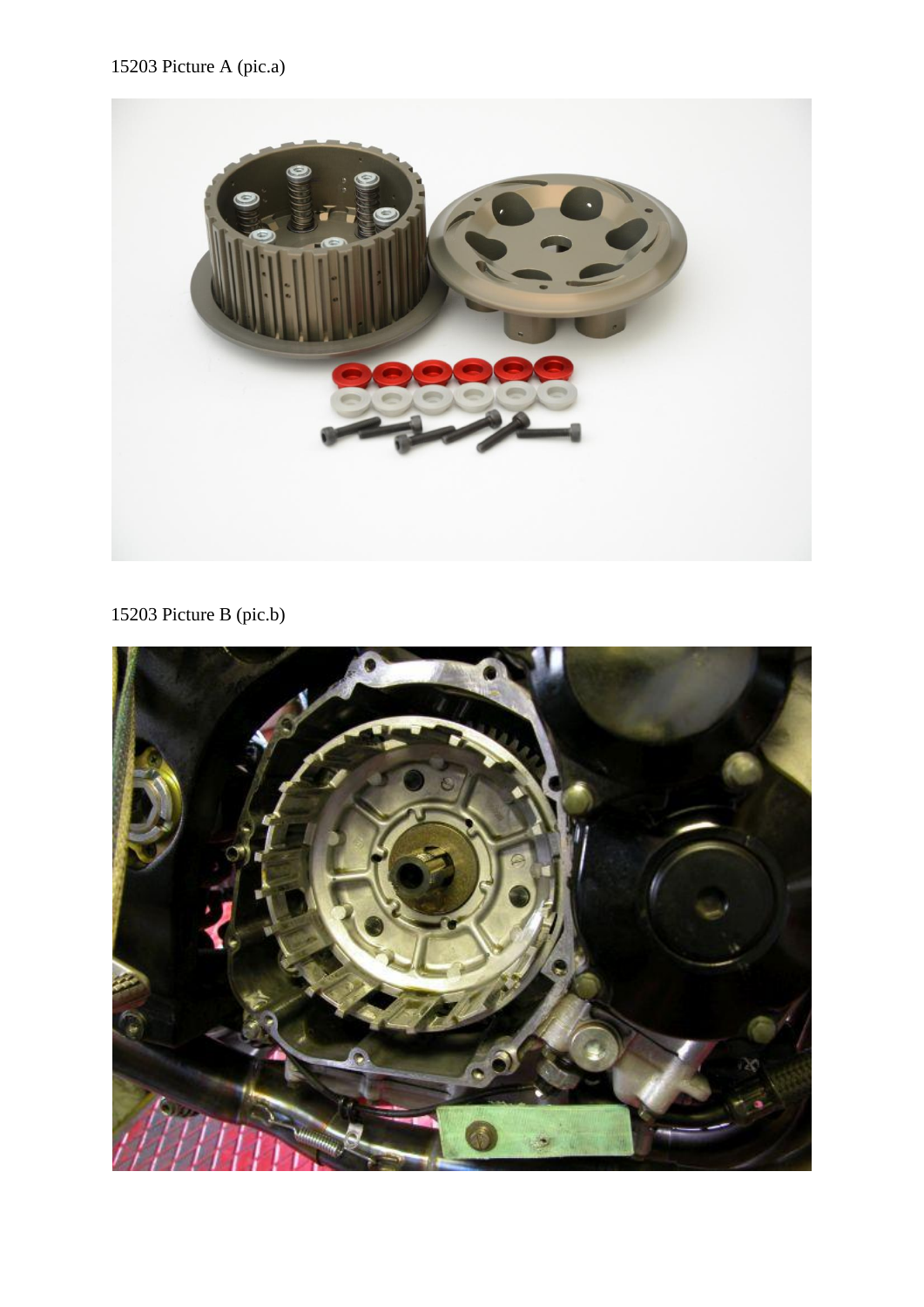15203 Picture A (pic.a)

15203 Picture B (pic.b)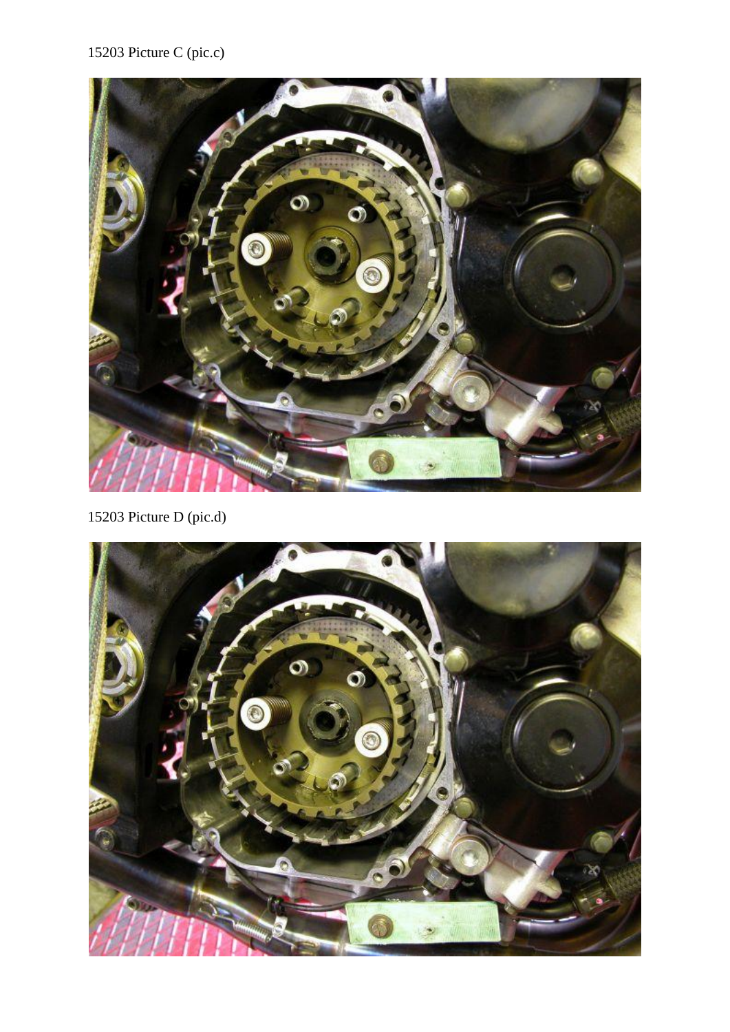15203 Picture C (pic.c)

15203 Picture D (pic.d)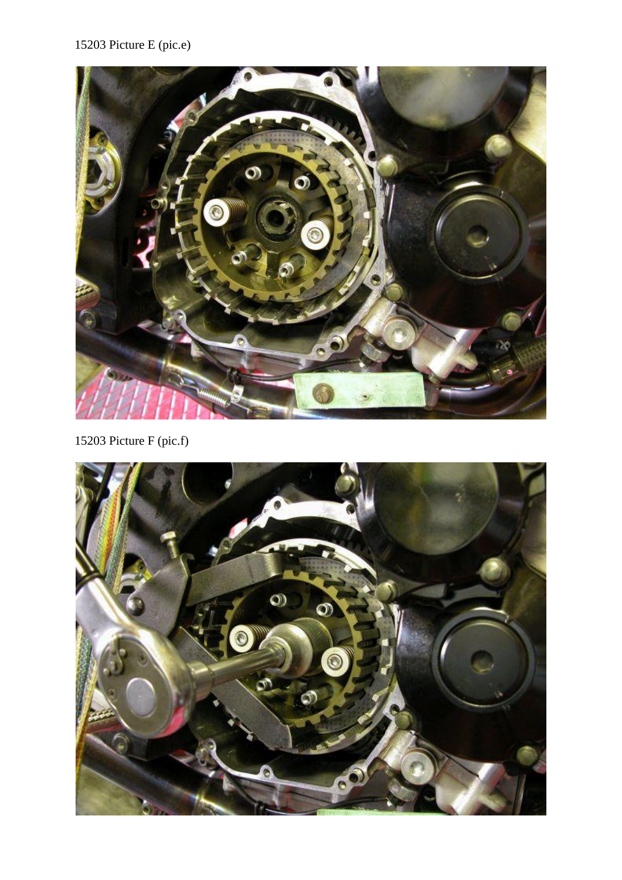15203 Picture E (pic.e)

15203 Picture F (pic.f)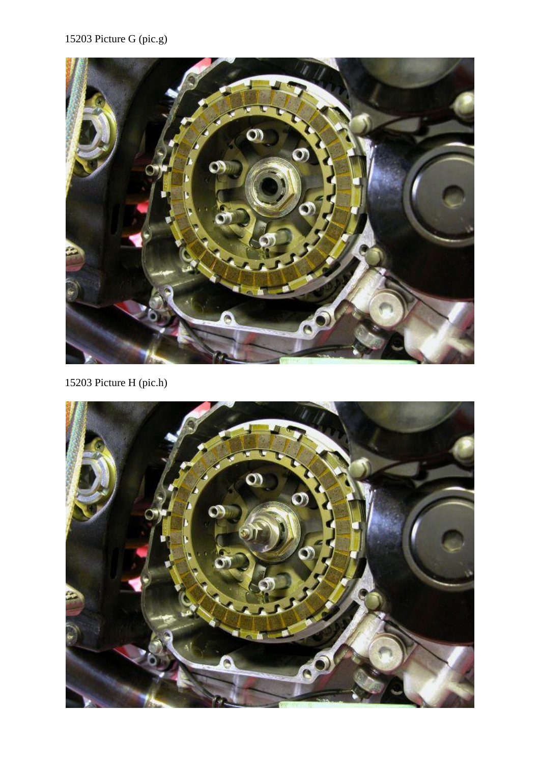15203 Picture G (pic.g)

15203 Picture H (pic.h)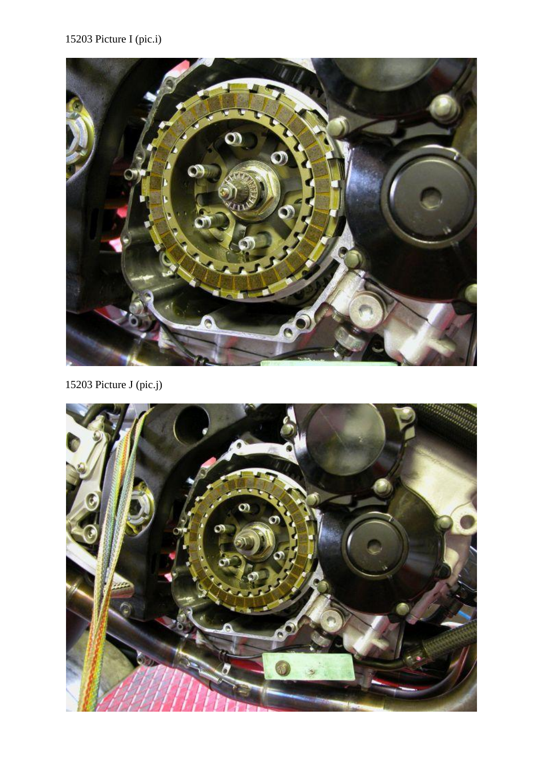15203 Picture I (pic.i)

15203 Picture J (pic.j)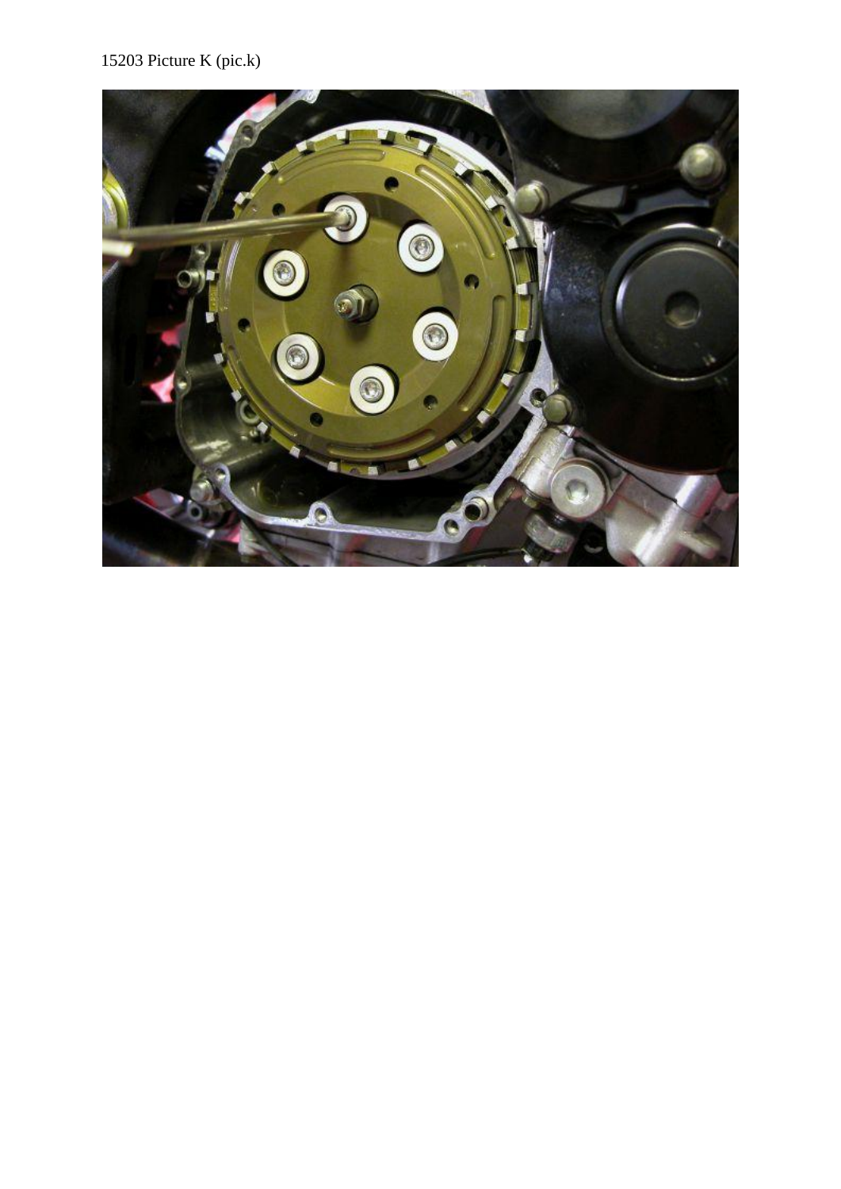15203 Picture K (pic.k)